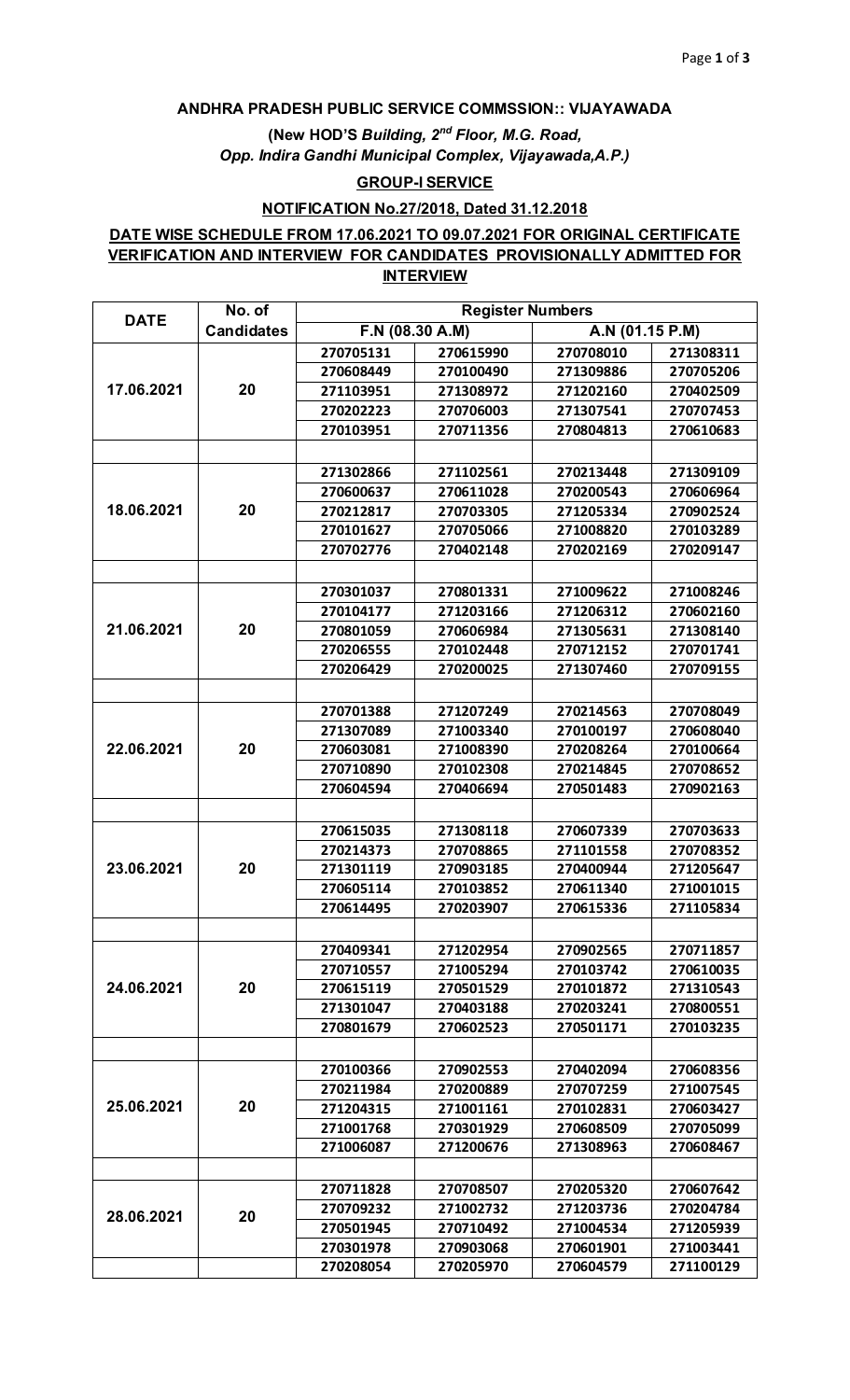**ANDHRA PRADESH PUBLIC SERVICE COMMSSION:: VIJAYAWADA**

**(New HOD'S *Building, 2nd Floor, M.G. Road,***
***Opp. Indira Gandhi Municipal Complex, Vijayawada,A.P.)***

**GROUP-I SERVICE**

**NOTIFICATION No.27/2018, Dated 31.12.2018**

**DATE WISE SCHEDULE FROM 17.06.2021 TO 09.07.2021 FOR ORIGINAL CERTIFICATE VERIFICATION AND INTERVIEW FOR CANDIDATES PROVISIONALLY ADMITTED FOR INTERVIEW**

| DATE | No. of Candidates | Register Numbers | | | |
|---|---|---|---|---|---|
| | | F.N (08.30 A.M) | | A.N (01.15 P.M) | |
| 17.06.2021 | 20 | 270705131 | 270615990 | 270708010 | 271308311 |
| | | 270608449 | 270100490 | 271309886 | 270705206 |
| | | 271103951 | 271308972 | 271202160 | 270402509 |
| | | 270202223 | 270706003 | 271307541 | 270707453 |
| | | 270103951 | 270711356 | 270804813 | 270610683 |
| | | | | | |
| 18.06.2021 | 20 | 271302866 | 271102561 | 270213448 | 271309109 |
| | | 270600637 | 270611028 | 270200543 | 270606964 |
| | | 270212817 | 270703305 | 271205334 | 270902524 |
| | | 270101627 | 270705066 | 271008820 | 270103289 |
| | | 270702776 | 270402148 | 270202169 | 270209147 |
| | | | | | |
| 21.06.2021 | 20 | 270301037 | 270801331 | 271009622 | 271008246 |
| | | 270104177 | 271203166 | 271206312 | 270602160 |
| | | 270801059 | 270606984 | 271305631 | 271308140 |
| | | 270206555 | 270102448 | 270712152 | 270701741 |
| | | 270206429 | 270200025 | 271307460 | 270709155 |
| | | | | | |
| 22.06.2021 | 20 | 270701388 | 271207249 | 270214563 | 270708049 |
| | | 271307089 | 271003340 | 270100197 | 270608040 |
| | | 270603081 | 271008390 | 270208264 | 270100664 |
| | | 270710890 | 270102308 | 270214845 | 270708652 |
| | | 270604594 | 270406694 | 270501483 | 270902163 |
| | | | | | |
| 23.06.2021 | 20 | 270615035 | 271308118 | 270607339 | 270703633 |
| | | 270214373 | 270708865 | 271101558 | 270708352 |
| | | 271301119 | 270903185 | 270400944 | 271205647 |
| | | 270605114 | 270103852 | 270611340 | 271001015 |
| | | 270614495 | 270203907 | 270615336 | 271105834 |
| | | | | | |
| 24.06.2021 | 20 | 270409341 | 271202954 | 270902565 | 270711857 |
| | | 270710557 | 271005294 | 270103742 | 270610035 |
| | | 270615119 | 270501529 | 270101872 | 271310543 |
| | | 271301047 | 270403188 | 270203241 | 270800551 |
| | | 270801679 | 270602523 | 270501171 | 270103235 |
| | | | | | |
| 25.06.2021 | 20 | 270100366 | 270902553 | 270402094 | 270608356 |
| | | 270211984 | 270200889 | 270707259 | 271007545 |
| | | 271204315 | 271001161 | 270102831 | 270603427 |
| | | 271001768 | 270301929 | 270608509 | 270705099 |
| | | 271006087 | 271200676 | 271308963 | 270608467 |
| | | | | | |
| 28.06.2021 | 20 | 270711828 | 270708507 | 270205320 | 270607642 |
| | | 270709232 | 271002732 | 271203736 | 270204784 |
| | | 270501945 | 270710492 | 271004534 | 271205939 |
| | | 270301978 | 270903068 | 270601901 | 271003441 |
| | | 270208054 | 270205970 | 270604579 | 271100129 |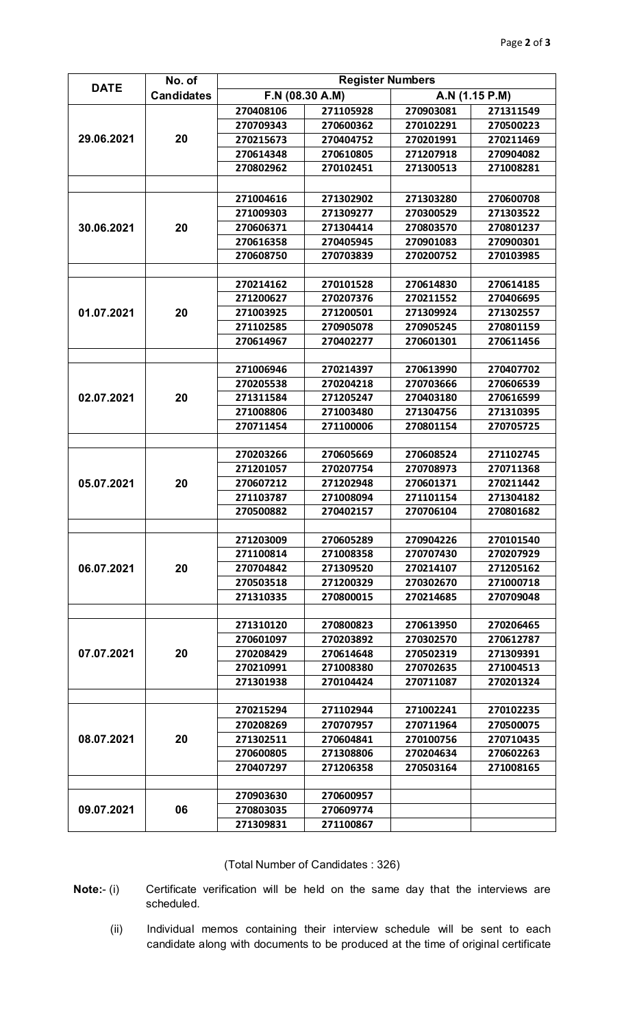| DATE | No. of Candidates | Register Numbers | | | |
|---|---|---|---|---|---|
| | | F.N (08.30 A.M) | | A.N (1.15 P.M) | |
| 29.06.2021 | 20 | 270408106 | 271105928 | 270903081 | 271311549 |
| | | 270709343 | 270600362 | 270102291 | 270500223 |
| | | 270215673 | 270404752 | 270201991 | 270211469 |
| | | 270614348 | 270610805 | 271207918 | 270904082 |
| | | 270802962 | 270102451 | 271300513 | 271008281 |
| | | | | | |
| 30.06.2021 | 20 | 271004616 | 271302902 | 271303280 | 270600708 |
| | | 271009303 | 271309277 | 270300529 | 271303522 |
| | | 270606371 | 271304414 | 270803570 | 270801237 |
| | | 270616358 | 270405945 | 270901083 | 270900301 |
| | | 270608750 | 270703839 | 270200752 | 270103985 |
| | | | | | |
| 01.07.2021 | 20 | 270214162 | 270101528 | 270614830 | 270614185 |
| | | 271200627 | 270207376 | 270211552 | 270406695 |
| | | 271003925 | 271200501 | 271309924 | 271302557 |
| | | 271102585 | 270905078 | 270905245 | 270801159 |
| | | 270614967 | 270402277 | 270601301 | 270611456 |
| | | | | | |
| 02.07.2021 | 20 | 271006946 | 270214397 | 270613990 | 270407702 |
| | | 270205538 | 270204218 | 270703666 | 270606539 |
| | | 271311584 | 271205247 | 270403180 | 270616599 |
| | | 271008806 | 271003480 | 271304756 | 271310395 |
| | | 270711454 | 271100006 | 270801154 | 270705725 |
| | | | | | |
| 05.07.2021 | 20 | 270203266 | 270605669 | 270608524 | 271102745 |
| | | 271201057 | 270207754 | 270708973 | 270711368 |
| | | 270607212 | 271202948 | 270601371 | 270211442 |
| | | 271103787 | 271008094 | 271101154 | 271304182 |
| | | 270500882 | 270402157 | 270706104 | 270801682 |
| | | | | | |
| 06.07.2021 | 20 | 271203009 | 270605289 | 270904226 | 270101540 |
| | | 271100814 | 271008358 | 270707430 | 270207929 |
| | | 270704842 | 271309520 | 270214107 | 271205162 |
| | | 270503518 | 271200329 | 270302670 | 271000718 |
| | | 271310335 | 270800015 | 270214685 | 270709048 |
| | | | | | |
| 07.07.2021 | 20 | 271310120 | 270800823 | 270613950 | 270206465 |
| | | 270601097 | 270203892 | 270302570 | 270612787 |
| | | 270208429 | 270614648 | 270502319 | 271309391 |
| | | 270210991 | 271008380 | 270702635 | 271004513 |
| | | 271301938 | 270104424 | 270711087 | 270201324 |
| | | | | | |
| 08.07.2021 | 20 | 270215294 | 271102944 | 271002241 | 270102235 |
| | | 270208269 | 270707957 | 270711964 | 270500075 |
| | | 271302511 | 270604841 | 270100756 | 270710435 |
| | | 270600805 | 271308806 | 270204634 | 270602263 |
| | | 270407297 | 271206358 | 270503164 | 271008165 |
| | | | | | |
| 09.07.2021 | 06 | 270903630 | 270600957 | | |
| | | 270803035 | 270609774 | | |
| | | 271309831 | 271100867 | | |

(Total Number of Candidates : 326)

**Note:-** (i) Certificate verification will be held on the same day that the interviews are scheduled.

(ii) Individual memos containing their interview schedule will be sent to each candidate along with documents to be produced at the time of original certificate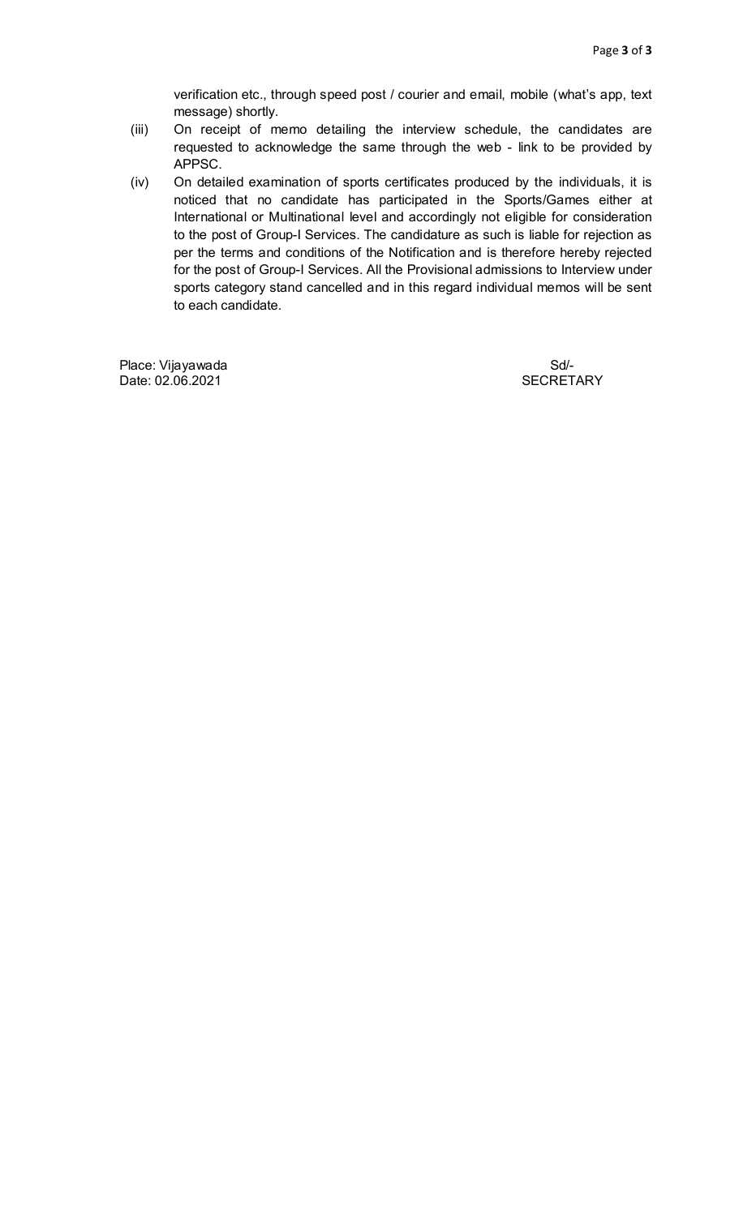verification etc., through speed post / courier and email, mobile (what's app, text message) shortly.

(iii) On receipt of memo detailing the interview schedule, the candidates are requested to acknowledge the same through the web - link to be provided by APPSC.

(iv) On detailed examination of sports certificates produced by the individuals, it is noticed that no candidate has participated in the Sports/Games either at International or Multinational level and accordingly not eligible for consideration to the post of Group-I Services. The candidature as such is liable for rejection as per the terms and conditions of the Notification and is therefore hereby rejected for the post of Group-I Services. All the Provisional admissions to Interview under sports category stand cancelled and in this regard individual memos will be sent to each candidate.

Place: Vijayawada
Date: 02.06.2021

Sd/-
SECRETARY